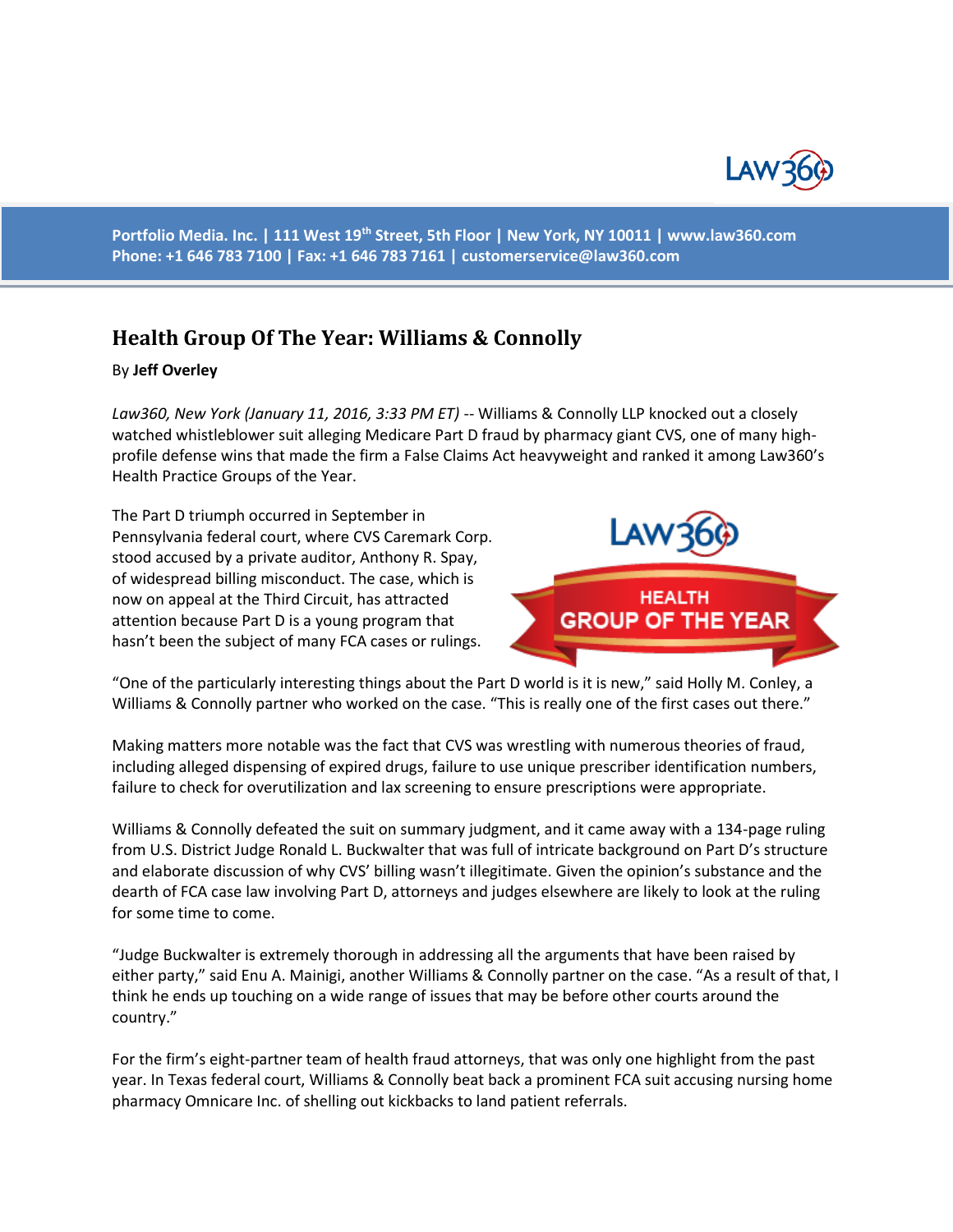Portfolio Media. Inc. | 111 West 19th Street, 5th Floor | New York, NY 10011 | www.law360.com
Phone: +1 646 783 7100 | Fax: +1 646 783 7161 | customerservice@law360.com

# Health Group Of The Year: Williams & Connolly

By **Jeff Overley**

*Law360, New York (January 11, 2016, 3:33 PM ET)* -- Williams & Connolly LLP knocked out a closely watched whistleblower suit alleging Medicare Part D fraud by pharmacy giant CVS, one of many high-profile defense wins that made the firm a False Claims Act heavyweight and ranked it among Law360's Health Practice Groups of the Year.

The Part D triumph occurred in September in Pennsylvania federal court, where CVS Caremark Corp. stood accused by a private auditor, Anthony R. Spay, of widespread billing misconduct. The case, which is now on appeal at the Third Circuit, has attracted attention because Part D is a young program that hasn't been the subject of many FCA cases or rulings.

"One of the particularly interesting things about the Part D world is it is new," said Holly M. Conley, a Williams & Connolly partner who worked on the case. "This is really one of the first cases out there."

Making matters more notable was the fact that CVS was wrestling with numerous theories of fraud, including alleged dispensing of expired drugs, failure to use unique prescriber identification numbers, failure to check for overutilization and lax screening to ensure prescriptions were appropriate.

Williams & Connolly defeated the suit on summary judgment, and it came away with a 134-page ruling from U.S. District Judge Ronald L. Buckwalter that was full of intricate background on Part D's structure and elaborate discussion of why CVS' billing wasn't illegitimate. Given the opinion's substance and the dearth of FCA case law involving Part D, attorneys and judges elsewhere are likely to look at the ruling for some time to come.

"Judge Buckwalter is extremely thorough in addressing all the arguments that have been raised by either party," said Enu A. Mainigi, another Williams & Connolly partner on the case. "As a result of that, I think he ends up touching on a wide range of issues that may be before other courts around the country."

For the firm's eight-partner team of health fraud attorneys, that was only one highlight from the past year. In Texas federal court, Williams & Connolly beat back a prominent FCA suit accusing nursing home pharmacy Omnicare Inc. of shelling out kickbacks to land patient referrals.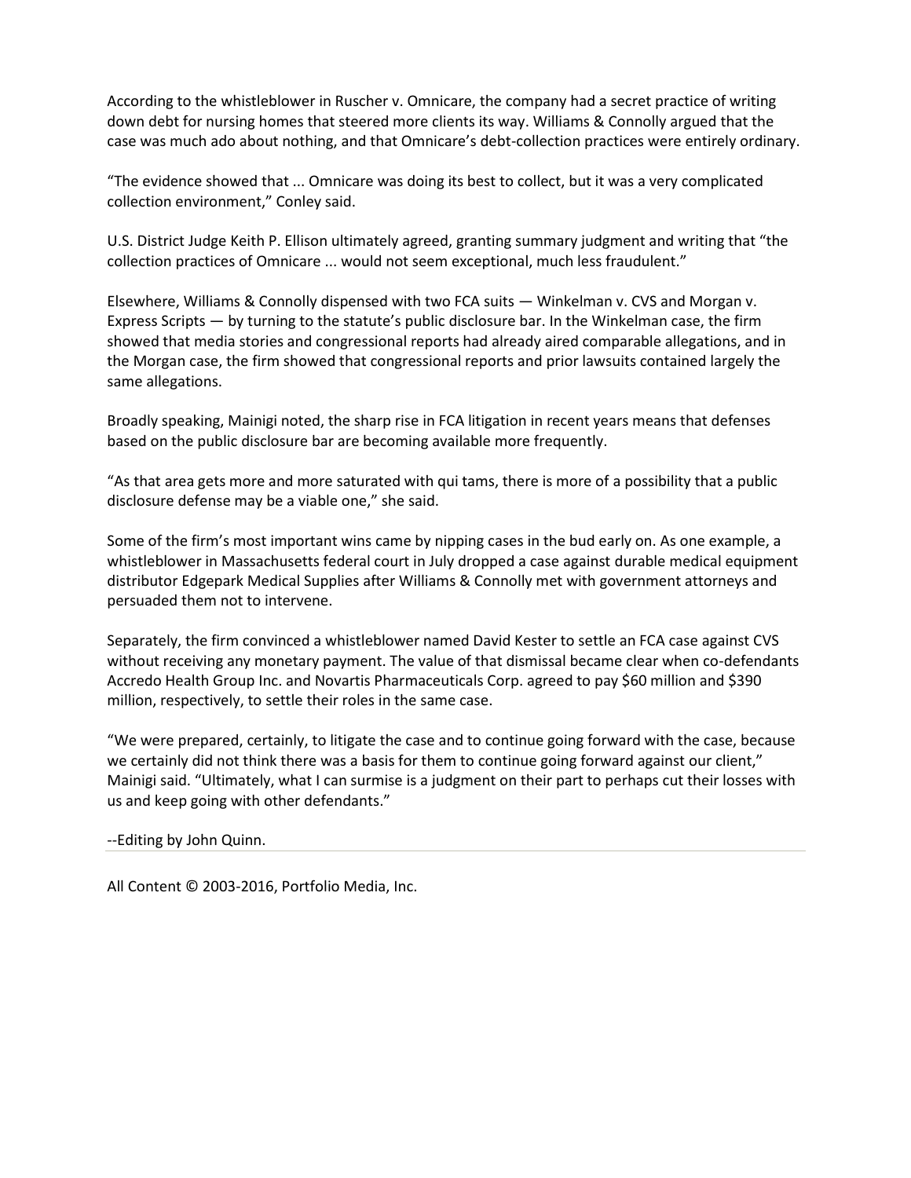According to the whistleblower in Ruscher v. Omnicare, the company had a secret practice of writing down debt for nursing homes that steered more clients its way. Williams & Connolly argued that the case was much ado about nothing, and that Omnicare's debt-collection practices were entirely ordinary.

"The evidence showed that ... Omnicare was doing its best to collect, but it was a very complicated collection environment," Conley said.

U.S. District Judge Keith P. Ellison ultimately agreed, granting summary judgment and writing that "the collection practices of Omnicare ... would not seem exceptional, much less fraudulent."

Elsewhere, Williams & Connolly dispensed with two FCA suits — Winkelman v. CVS and Morgan v. Express Scripts — by turning to the statute's public disclosure bar. In the Winkelman case, the firm showed that media stories and congressional reports had already aired comparable allegations, and in the Morgan case, the firm showed that congressional reports and prior lawsuits contained largely the same allegations.

Broadly speaking, Mainigi noted, the sharp rise in FCA litigation in recent years means that defenses based on the public disclosure bar are becoming available more frequently.

"As that area gets more and more saturated with qui tams, there is more of a possibility that a public disclosure defense may be a viable one," she said.

Some of the firm's most important wins came by nipping cases in the bud early on. As one example, a whistleblower in Massachusetts federal court in July dropped a case against durable medical equipment distributor Edgepark Medical Supplies after Williams & Connolly met with government attorneys and persuaded them not to intervene.

Separately, the firm convinced a whistleblower named David Kester to settle an FCA case against CVS without receiving any monetary payment. The value of that dismissal became clear when co-defendants Accredo Health Group Inc. and Novartis Pharmaceuticals Corp. agreed to pay $60 million and $390 million, respectively, to settle their roles in the same case.

"We were prepared, certainly, to litigate the case and to continue going forward with the case, because we certainly did not think there was a basis for them to continue going forward against our client," Mainigi said. "Ultimately, what I can surmise is a judgment on their part to perhaps cut their losses with us and keep going with other defendants."

--Editing by John Quinn.

All Content © 2003-2016, Portfolio Media, Inc.